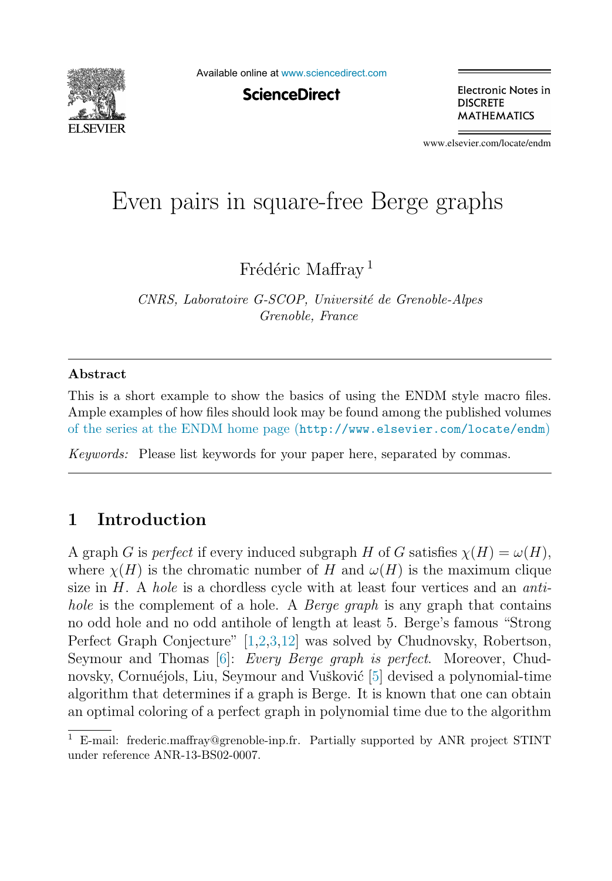# Even pairs in square-free Berge graphs

Frédéric Maffray [1]

*CNRS, Laboratoire G-SCOP, Université de Grenoble-Alpes*
*Grenoble, France*

---

### Abstract

This is a short example to show the basics of using the ENDM style macro files. Ample examples of how files should look may be found among the published volumes of the series at the ENDM home page (`http://www.elsevier.com/locate/endm`)

*Keywords:* Please list keywords for your paper here, separated by commas.

---

## 1 Introduction

A graph $G$ is *perfect* if every induced subgraph $H$ of $G$ satisfies $\chi(H) = \omega(H)$, where $\chi(H)$ is the chromatic number of $H$ and $\omega(H)$ is the maximum clique size in $H$. A *hole* is a chordless cycle with at least four vertices and an *antihole* is the complement of a hole. A *Berge graph* is any graph that contains no odd hole and no odd antihole of length at least 5. Berge's famous "Strong Perfect Graph Conjecture" [1,2,3,12] was solved by Chudnovsky, Robertson, Seymour and Thomas [6]: *Every Berge graph is perfect*. Moreover, Chudnovsky, Cornuéjols, Liu, Seymour and Vušković [5] devised a polynomial-time algorithm that determines if a graph is Berge. It is known that one can obtain an optimal coloring of a perfect graph in polynomial time due to the algorithm

---

[1] E-mail: frederic.maffray@grenoble-inp.fr. Partially supported by ANR project STINT under reference ANR-13-BS02-0007.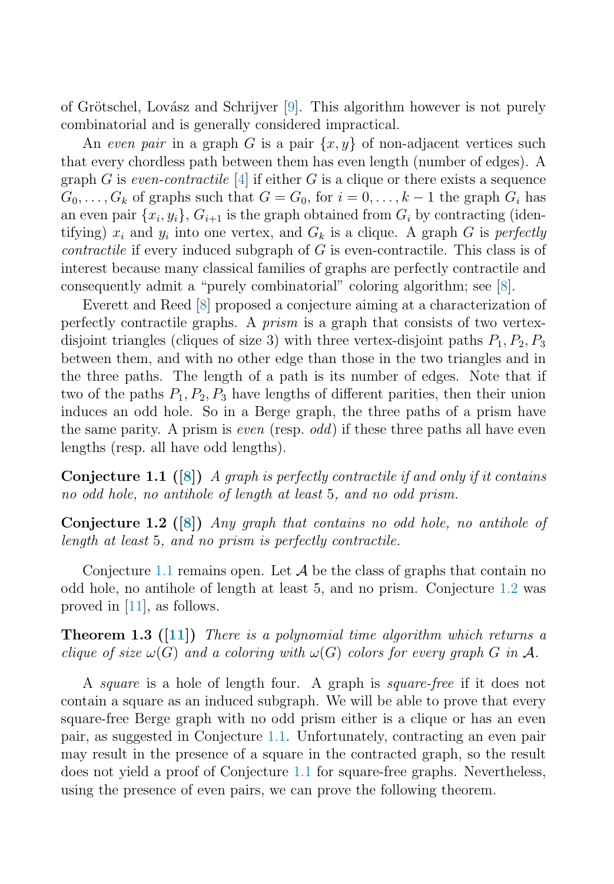of Grötschel, Lovász and Schrijver [9]. This algorithm however is not purely combinatorial and is generally considered impractical.

An *even pair* in a graph $G$ is a pair $\{x, y\}$ of non-adjacent vertices such that every chordless path between them has even length (number of edges). A graph $G$ is *even-contractile* [4] if either $G$ is a clique or there exists a sequence $G_0, \ldots, G_k$ of graphs such that $G = G_0$, for $i = 0, \ldots, k-1$ the graph $G_i$ has an even pair $\{x_i, y_i\}$, $G_{i+1}$ is the graph obtained from $G_i$ by contracting (identifying) $x_i$ and $y_i$ into one vertex, and $G_k$ is a clique. A graph $G$ is *perfectly contractile* if every induced subgraph of $G$ is even-contractile. This class is of interest because many classical families of graphs are perfectly contractile and consequently admit a "purely combinatorial" coloring algorithm; see [8].

Everett and Reed [8] proposed a conjecture aiming at a characterization of perfectly contractile graphs. A *prism* is a graph that consists of two vertex-disjoint triangles (cliques of size 3) with three vertex-disjoint paths $P_1, P_2, P_3$ between them, and with no other edge than those in the two triangles and in the three paths. The length of a path is its number of edges. Note that if two of the paths $P_1, P_2, P_3$ have lengths of different parities, then their union induces an odd hole. So in a Berge graph, the three paths of a prism have the same parity. A prism is *even* (resp. *odd*) if these three paths all have even lengths (resp. all have odd lengths).

**Conjecture 1.1** (**[8]**) *A graph is perfectly contractile if and only if it contains no odd hole, no antihole of length at least* 5*, and no odd prism.*

**Conjecture 1.2** (**[8]**) *Any graph that contains no odd hole, no antihole of length at least* 5*, and no prism is perfectly contractile.*

Conjecture 1.1 remains open. Let $\mathcal{A}$ be the class of graphs that contain no odd hole, no antihole of length at least 5, and no prism. Conjecture 1.2 was proved in [11], as follows.

**Theorem 1.3** (**[11]**) *There is a polynomial time algorithm which returns a clique of size $\omega(G)$ and a coloring with $\omega(G)$ colors for every graph $G$ in $\mathcal{A}$.*

A *square* is a hole of length four. A graph is *square-free* if it does not contain a square as an induced subgraph. We will be able to prove that every square-free Berge graph with no odd prism either is a clique or has an even pair, as suggested in Conjecture 1.1. Unfortunately, contracting an even pair may result in the presence of a square in the contracted graph, so the result does not yield a proof of Conjecture 1.1 for square-free graphs. Nevertheless, using the presence of even pairs, we can prove the following theorem.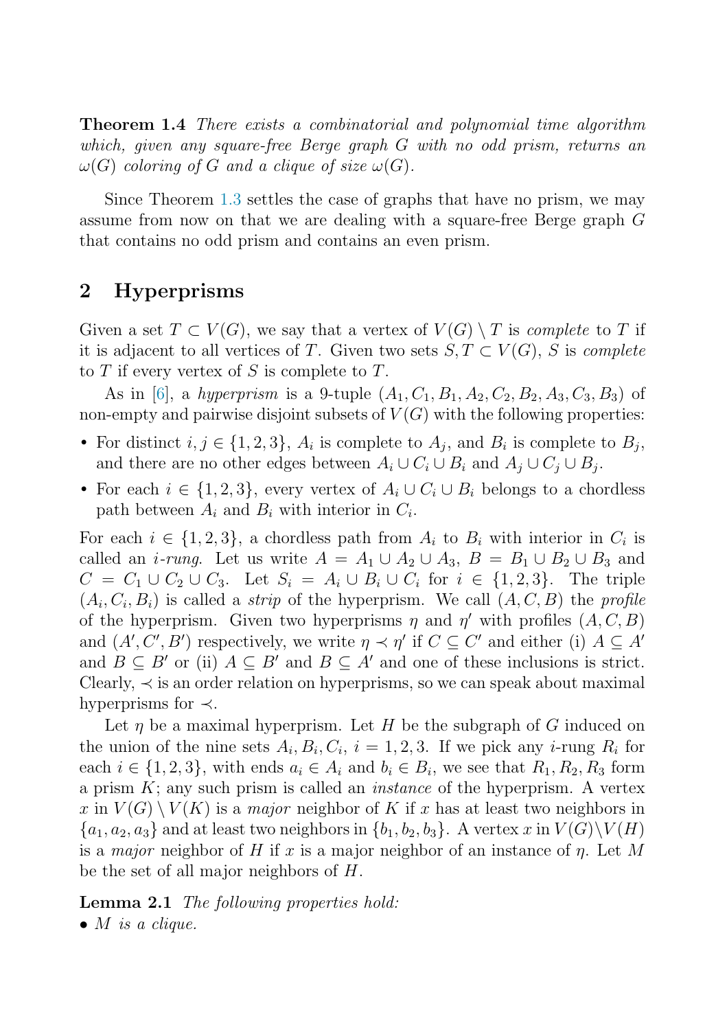**Theorem 1.4** *There exists a combinatorial and polynomial time algorithm which, given any square-free Berge graph $G$ with no odd prism, returns an $\omega(G)$ coloring of $G$ and a clique of size $\omega(G)$.*

Since Theorem 1.3 settles the case of graphs that have no prism, we may assume from now on that we are dealing with a square-free Berge graph $G$ that contains no odd prism and contains an even prism.

## 2 Hyperprisms

Given a set $T \subset V(G)$, we say that a vertex of $V(G) \setminus T$ is *complete* to $T$ if it is adjacent to all vertices of $T$. Given two sets $S, T \subset V(G)$, $S$ is *complete* to $T$ if every vertex of $S$ is complete to $T$.

As in [6], a *hyperprism* is a 9-tuple $(A_1, C_1, B_1, A_2, C_2, B_2, A_3, C_3, B_3)$ of non-empty and pairwise disjoint subsets of $V(G)$ with the following properties:

- For distinct $i, j \in \{1, 2, 3\}$, $A_i$ is complete to $A_j$, and $B_i$ is complete to $B_j$, and there are no other edges between $A_i \cup C_i \cup B_i$ and $A_j \cup C_j \cup B_j$.
- For each $i \in \{1, 2, 3\}$, every vertex of $A_i \cup C_i \cup B_i$ belongs to a chordless path between $A_i$ and $B_i$ with interior in $C_i$.

For each $i \in \{1, 2, 3\}$, a chordless path from $A_i$ to $B_i$ with interior in $C_i$ is called an *$i$-rung*. Let us write $A = A_1 \cup A_2 \cup A_3$, $B = B_1 \cup B_2 \cup B_3$ and $C = C_1 \cup C_2 \cup C_3$. Let $S_i = A_i \cup B_i \cup C_i$ for $i \in \{1, 2, 3\}$. The triple $(A_i, C_i, B_i)$ is called a *strip* of the hyperprism. We call $(A, C, B)$ the *profile* of the hyperprism. Given two hyperprisms $\eta$ and $\eta'$ with profiles $(A, C, B)$ and $(A', C', B')$ respectively, we write $\eta \prec \eta'$ if $C \subseteq C'$ and either (i) $A \subseteq A'$ and $B \subseteq B'$ or (ii) $A \subseteq B'$ and $B \subseteq A'$ and one of these inclusions is strict. Clearly, $\prec$ is an order relation on hyperprisms, so we can speak about maximal hyperprisms for $\prec$.

Let $\eta$ be a maximal hyperprism. Let $H$ be the subgraph of $G$ induced on the union of the nine sets $A_i, B_i, C_i$, $i = 1, 2, 3$. If we pick any $i$-rung $R_i$ for each $i \in \{1, 2, 3\}$, with ends $a_i \in A_i$ and $b_i \in B_i$, we see that $R_1, R_2, R_3$ form a prism $K$; any such prism is called an *instance* of the hyperprism. A vertex $x$ in $V(G) \setminus V(K)$ is a *major* neighbor of $K$ if $x$ has at least two neighbors in $\{a_1, a_2, a_3\}$ and at least two neighbors in $\{b_1, b_2, b_3\}$. A vertex $x$ in $V(G) \setminus V(H)$ is a *major* neighbor of $H$ if $x$ is a major neighbor of an instance of $\eta$. Let $M$ be the set of all major neighbors of $H$.

**Lemma 2.1** *The following properties hold:*

- *$M$ is a clique.*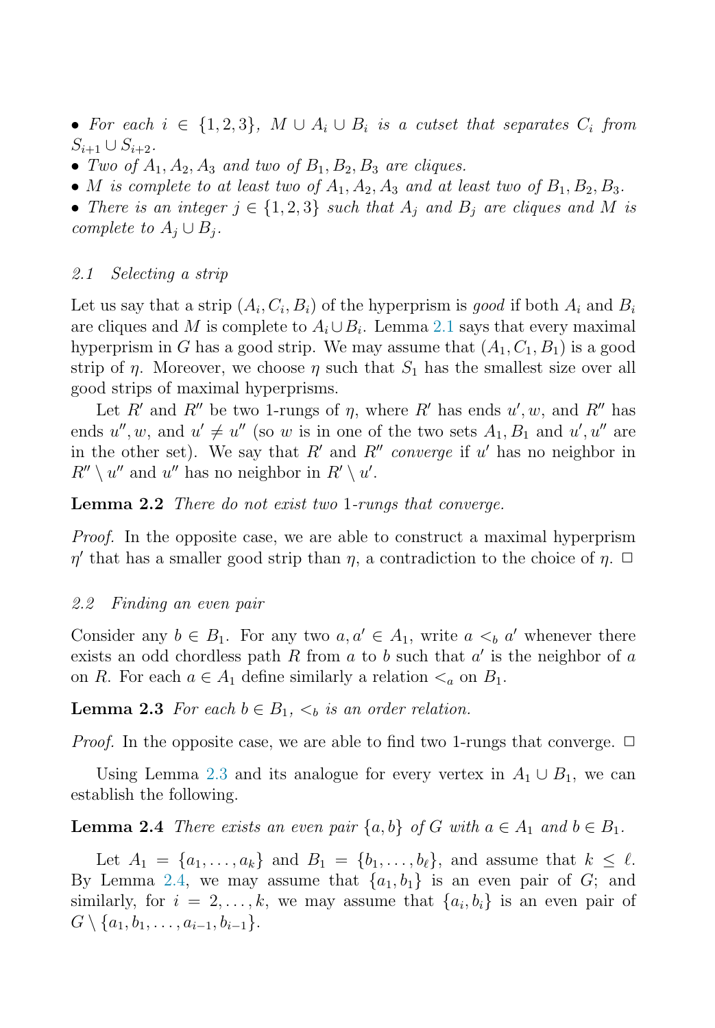- *For each $i \in \{1,2,3\}$, $M \cup A_i \cup B_i$ is a cutset that separates $C_i$ from $S_{i+1} \cup S_{i+2}$.*
- *Two of $A_1, A_2, A_3$ and two of $B_1, B_2, B_3$ are cliques.*
- *$M$ is complete to at least two of $A_1, A_2, A_3$ and at least two of $B_1, B_2, B_3$.*
- *There is an integer $j \in \{1,2,3\}$ such that $A_j$ and $B_j$ are cliques and $M$ is complete to $A_j \cup B_j$.*

### 2.1 Selecting a strip

Let us say that a strip $(A_i, C_i, B_i)$ of the hyperprism is *good* if both $A_i$ and $B_i$ are cliques and $M$ is complete to $A_i \cup B_i$. Lemma 2.1 says that every maximal hyperprism in $G$ has a good strip. We may assume that $(A_1, C_1, B_1)$ is a good strip of $\eta$. Moreover, we choose $\eta$ such that $S_1$ has the smallest size over all good strips of maximal hyperprisms.

Let $R'$ and $R''$ be two 1-rungs of $\eta$, where $R'$ has ends $u', w$, and $R''$ has ends $u'', w$, and $u' \neq u''$ (so $w$ is in one of the two sets $A_1, B_1$ and $u', u''$ are in the other set). We say that $R'$ and $R''$ *converge* if $u'$ has no neighbor in $R'' \setminus u''$ and $u''$ has no neighbor in $R' \setminus u'$.

**Lemma 2.2** *There do not exist two 1-rungs that converge.*

*Proof.* In the opposite case, we are able to construct a maximal hyperprism $\eta'$ that has a smaller good strip than $\eta$, a contradiction to the choice of $\eta$. □

### 2.2 Finding an even pair

Consider any $b \in B_1$. For any two $a, a' \in A_1$, write $a <_b a'$ whenever there exists an odd chordless path $R$ from $a$ to $b$ such that $a'$ is the neighbor of $a$ on $R$. For each $a \in A_1$ define similarly a relation $<_a$ on $B_1$.

**Lemma 2.3** *For each $b \in B_1$, $<_b$ is an order relation.*

*Proof.* In the opposite case, we are able to find two 1-rungs that converge. □

Using Lemma 2.3 and its analogue for every vertex in $A_1 \cup B_1$, we can establish the following.

**Lemma 2.4** *There exists an even pair $\{a, b\}$ of $G$ with $a \in A_1$ and $b \in B_1$.*

Let $A_1 = \{a_1, \dots, a_k\}$ and $B_1 = \{b_1, \dots, b_\ell\}$, and assume that $k \leq \ell$. By Lemma 2.4, we may assume that $\{a_1, b_1\}$ is an even pair of $G$; and similarly, for $i = 2, \dots, k$, we may assume that $\{a_i, b_i\}$ is an even pair of $G \setminus \{a_1, b_1, \dots, a_{i-1}, b_{i-1}\}$.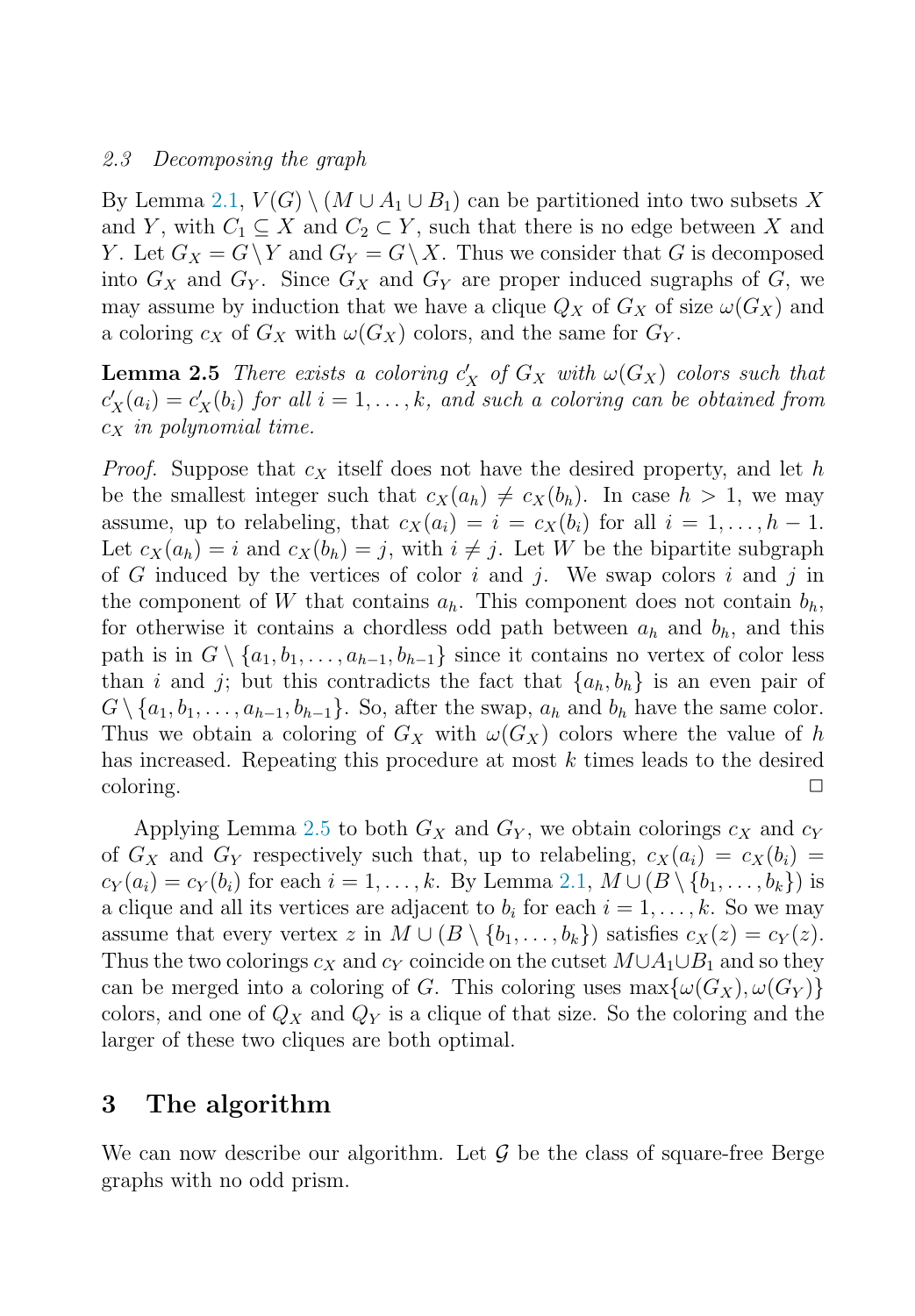*2.3 Decomposing the graph*

By Lemma 2.1, $V(G) \setminus (M \cup A_1 \cup B_1)$ can be partitioned into two subsets $X$ and $Y$, with $C_1 \subseteq X$ and $C_2 \subset Y$, such that there is no edge between $X$ and $Y$. Let $G_X = G \setminus Y$ and $G_Y = G \setminus X$. Thus we consider that $G$ is decomposed into $G_X$ and $G_Y$. Since $G_X$ and $G_Y$ are proper induced sugraphs of $G$, we may assume by induction that we have a clique $Q_X$ of $G_X$ of size $\omega(G_X)$ and a coloring $c_X$ of $G_X$ with $\omega(G_X)$ colors, and the same for $G_Y$.

**Lemma 2.5** *There exists a coloring $c'_X$ of $G_X$ with $\omega(G_X)$ colors such that $c'_X(a_i) = c'_X(b_i)$ for all $i = 1, \ldots, k$, and such a coloring can be obtained from $c_X$ in polynomial time.*

*Proof.* Suppose that $c_X$ itself does not have the desired property, and let $h$ be the smallest integer such that $c_X(a_h) \neq c_X(b_h)$. In case $h > 1$, we may assume, up to relabeling, that $c_X(a_i) = i = c_X(b_i)$ for all $i = 1, \ldots, h-1$. Let $c_X(a_h) = i$ and $c_X(b_h) = j$, with $i \neq j$. Let $W$ be the bipartite subgraph of $G$ induced by the vertices of color $i$ and $j$. We swap colors $i$ and $j$ in the component of $W$ that contains $a_h$. This component does not contain $b_h$, for otherwise it contains a chordless odd path between $a_h$ and $b_h$, and this path is in $G \setminus \{a_1, b_1, \ldots, a_{h-1}, b_{h-1}\}$ since it contains no vertex of color less than $i$ and $j$; but this contradicts the fact that $\{a_h, b_h\}$ is an even pair of $G \setminus \{a_1, b_1, \ldots, a_{h-1}, b_{h-1}\}$. So, after the swap, $a_h$ and $b_h$ have the same color. Thus we obtain a coloring of $G_X$ with $\omega(G_X)$ colors where the value of $h$ has increased. Repeating this procedure at most $k$ times leads to the desired coloring. □

Applying Lemma 2.5 to both $G_X$ and $G_Y$, we obtain colorings $c_X$ and $c_Y$ of $G_X$ and $G_Y$ respectively such that, up to relabeling, $c_X(a_i) = c_X(b_i) = c_Y(a_i) = c_Y(b_i)$ for each $i = 1, \ldots, k$. By Lemma 2.1, $M \cup (B \setminus \{b_1, \ldots, b_k\})$ is a clique and all its vertices are adjacent to $b_i$ for each $i = 1, \ldots, k$. So we may assume that every vertex $z$ in $M \cup (B \setminus \{b_1, \ldots, b_k\})$ satisfies $c_X(z) = c_Y(z)$. Thus the two colorings $c_X$ and $c_Y$ coincide on the cutset $M \cup A_1 \cup B_1$ and so they can be merged into a coloring of $G$. This coloring uses $\max\{\omega(G_X), \omega(G_Y)\}$ colors, and one of $Q_X$ and $Q_Y$ is a clique of that size. So the coloring and the larger of these two cliques are both optimal.

# 3 The algorithm

We can now describe our algorithm. Let $\mathcal{G}$ be the class of square-free Berge graphs with no odd prism.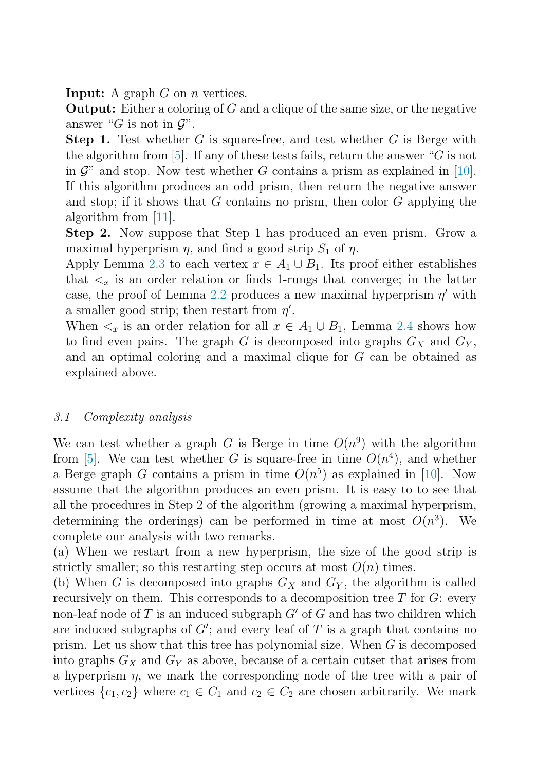**Input:** A graph $G$ on $n$ vertices.

**Output:** Either a coloring of $G$ and a clique of the same size, or the negative answer “$G$ is not in $\mathcal{G}$”.

**Step 1.** Test whether $G$ is square-free, and test whether $G$ is Berge with the algorithm from [5]. If any of these tests fails, return the answer “$G$ is not in $\mathcal{G}$” and stop. Now test whether $G$ contains a prism as explained in [10]. If this algorithm produces an odd prism, then return the negative answer and stop; if it shows that $G$ contains no prism, then color $G$ applying the algorithm from [11].

**Step 2.** Now suppose that Step 1 has produced an even prism. Grow a maximal hyperprism $\eta$, and find a good strip $S_1$ of $\eta$.

Apply Lemma 2.3 to each vertex $x \in A_1 \cup B_1$. Its proof either establishes that $<_x$ is an order relation or finds 1-rungs that converge; in the latter case, the proof of Lemma 2.2 produces a new maximal hyperprism $\eta'$ with a smaller good strip; then restart from $\eta'$.

When $<_x$ is an order relation for all $x \in A_1 \cup B_1$, Lemma 2.4 shows how to find even pairs. The graph $G$ is decomposed into graphs $G_X$ and $G_Y$, and an optimal coloring and a maximal clique for $G$ can be obtained as explained above.

### *3.1 Complexity analysis*

We can test whether a graph $G$ is Berge in time $O(n^9)$ with the algorithm from [5]. We can test whether $G$ is square-free in time $O(n^4)$, and whether a Berge graph $G$ contains a prism in time $O(n^5)$ as explained in [10]. Now assume that the algorithm produces an even prism. It is easy to to see that all the procedures in Step 2 of the algorithm (growing a maximal hyperprism, determining the orderings) can be performed in time at most $O(n^3)$. We complete our analysis with two remarks.

(a) When we restart from a new hyperprism, the size of the good strip is strictly smaller; so this restarting step occurs at most $O(n)$ times.

(b) When $G$ is decomposed into graphs $G_X$ and $G_Y$, the algorithm is called recursively on them. This corresponds to a decomposition tree $T$ for $G$: every non-leaf node of $T$ is an induced subgraph $G'$ of $G$ and has two children which are induced subgraphs of $G'$; and every leaf of $T$ is a graph that contains no prism. Let us show that this tree has polynomial size. When $G$ is decomposed into graphs $G_X$ and $G_Y$ as above, because of a certain cutset that arises from a hyperprism $\eta$, we mark the corresponding node of the tree with a pair of vertices $\{c_1, c_2\}$ where $c_1 \in C_1$ and $c_2 \in C_2$ are chosen arbitrarily. We mark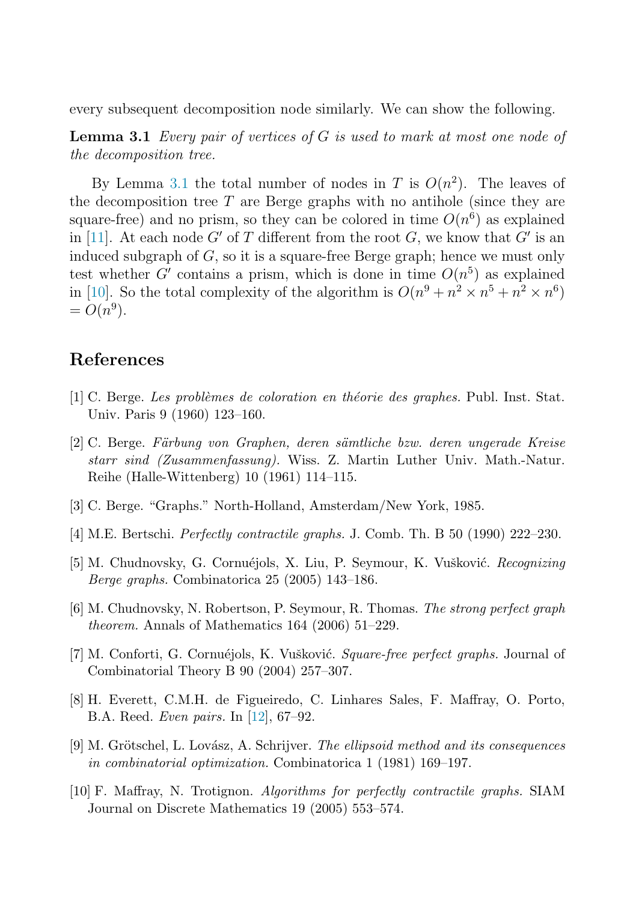every subsequent decomposition node similarly. We can show the following.

**Lemma 3.1** *Every pair of vertices of $G$ is used to mark at most one node of the decomposition tree.*

By Lemma 3.1 the total number of nodes in $T$ is $O(n^2)$. The leaves of the decomposition tree $T$ are Berge graphs with no antihole (since they are square-free) and no prism, so they can be colored in time $O(n^6)$ as explained in [11]. At each node $G'$ of $T$ different from the root $G$, we know that $G'$ is an induced subgraph of $G$, so it is a square-free Berge graph; hence we must only test whether $G'$ contains a prism, which is done in time $O(n^5)$ as explained in [10]. So the total complexity of the algorithm is $O(n^9 + n^2 \times n^5 + n^2 \times n^6) = O(n^9)$.

## References

[1] C. Berge. *Les problèmes de coloration en théorie des graphes.* Publ. Inst. Stat. Univ. Paris 9 (1960) 123–160.

[2] C. Berge. *Färbung von Graphen, deren sämtliche bzw. deren ungerade Kreise starr sind (Zusammenfassung).* Wiss. Z. Martin Luther Univ. Math.-Natur. Reihe (Halle-Wittenberg) 10 (1961) 114–115.

[3] C. Berge. "Graphs." North-Holland, Amsterdam/New York, 1985.

[4] M.E. Bertschi. *Perfectly contractile graphs.* J. Comb. Th. B 50 (1990) 222–230.

[5] M. Chudnovsky, G. Cornuéjols, X. Liu, P. Seymour, K. Vušković. *Recognizing Berge graphs.* Combinatorica 25 (2005) 143–186.

[6] M. Chudnovsky, N. Robertson, P. Seymour, R. Thomas. *The strong perfect graph theorem.* Annals of Mathematics 164 (2006) 51–229.

[7] M. Conforti, G. Cornuéjols, K. Vušković. *Square-free perfect graphs.* Journal of Combinatorial Theory B 90 (2004) 257–307.

[8] H. Everett, C.M.H. de Figueiredo, C. Linhares Sales, F. Maffray, O. Porto, B.A. Reed. *Even pairs.* In [12], 67–92.

[9] M. Grötschel, L. Lovász, A. Schrijver. *The ellipsoid method and its consequences in combinatorial optimization.* Combinatorica 1 (1981) 169–197.

[10] F. Maffray, N. Trotignon. *Algorithms for perfectly contractile graphs.* SIAM Journal on Discrete Mathematics 19 (2005) 553–574.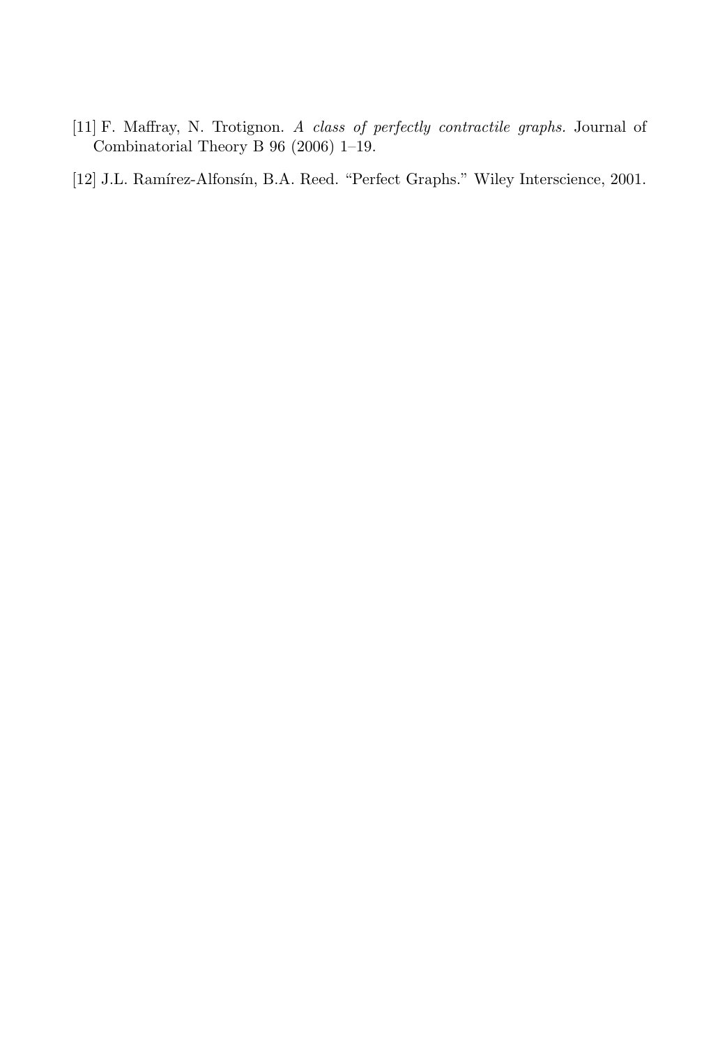[11] F. Maffray, N. Trotignon. *A class of perfectly contractile graphs.* Journal of Combinatorial Theory B 96 (2006) 1–19.

[12] J.L. Ramírez-Alfonsín, B.A. Reed. “Perfect Graphs.” Wiley Interscience, 2001.